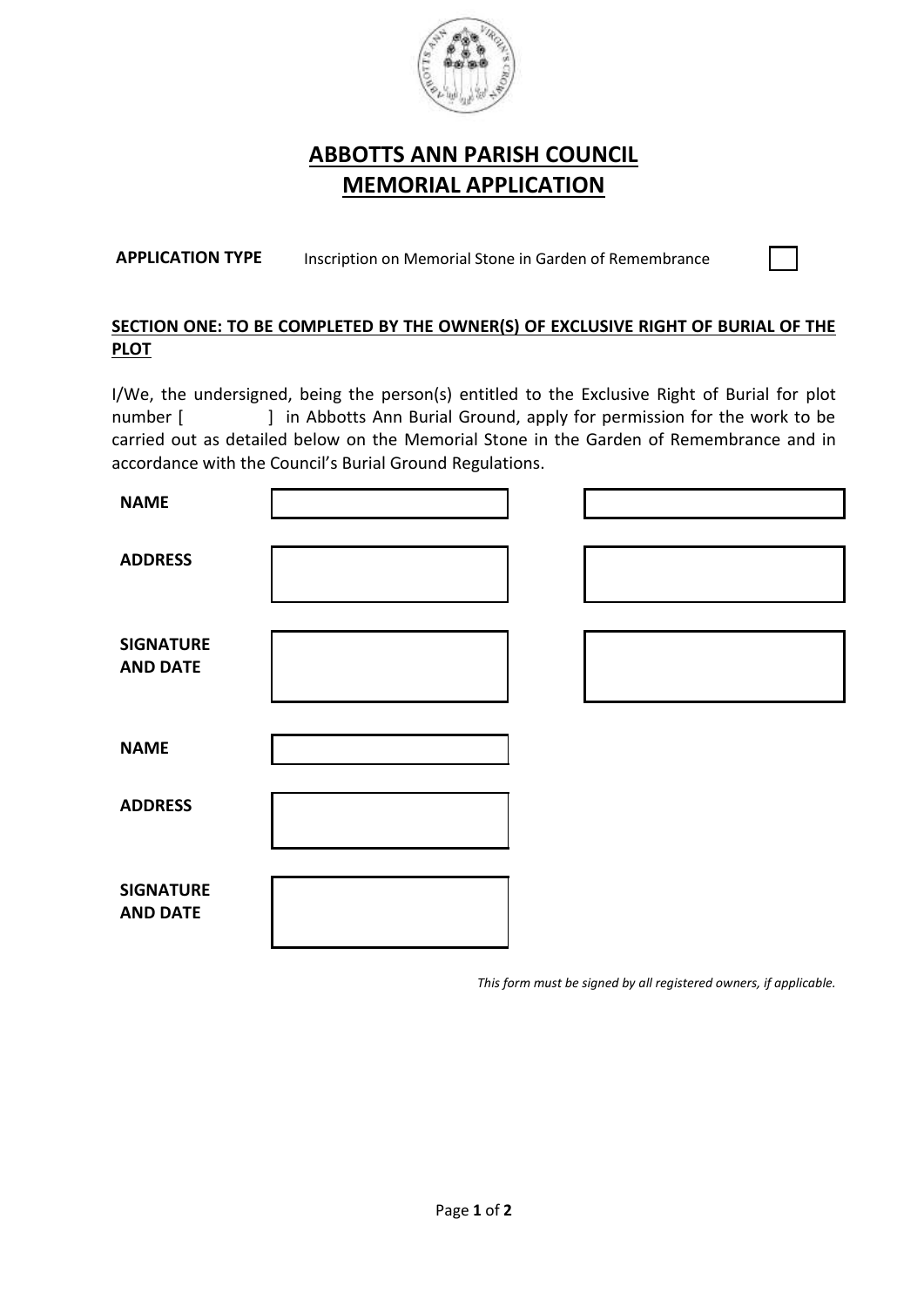# ABBOTTS ANN PARISH COUNCIL
# MEMORIAL APPLICATION

**APPLICATION TYPE** Inscription on Memorial Stone in Garden of Remembrance ☐

**SECTION ONE: TO BE COMPLETED BY THE OWNER(S) OF EXCLUSIVE RIGHT OF BURIAL OF THE PLOT**

I/We, the undersigned, being the person(s) entitled to the Exclusive Right of Burial for plot number [ ] in Abbotts Ann Burial Ground, apply for permission for the work to be carried out as detailed below on the Memorial Stone in the Garden of Remembrance and in accordance with the Council's Burial Ground Regulations.

| | | |
|---|---|---|
| **NAME** | | |
| **ADDRESS** | | |
| **SIGNATURE AND DATE** | | |
| **NAME** | | |
| **ADDRESS** | | |
| **SIGNATURE AND DATE** | | |

*This form must be signed by all registered owners, if applicable.*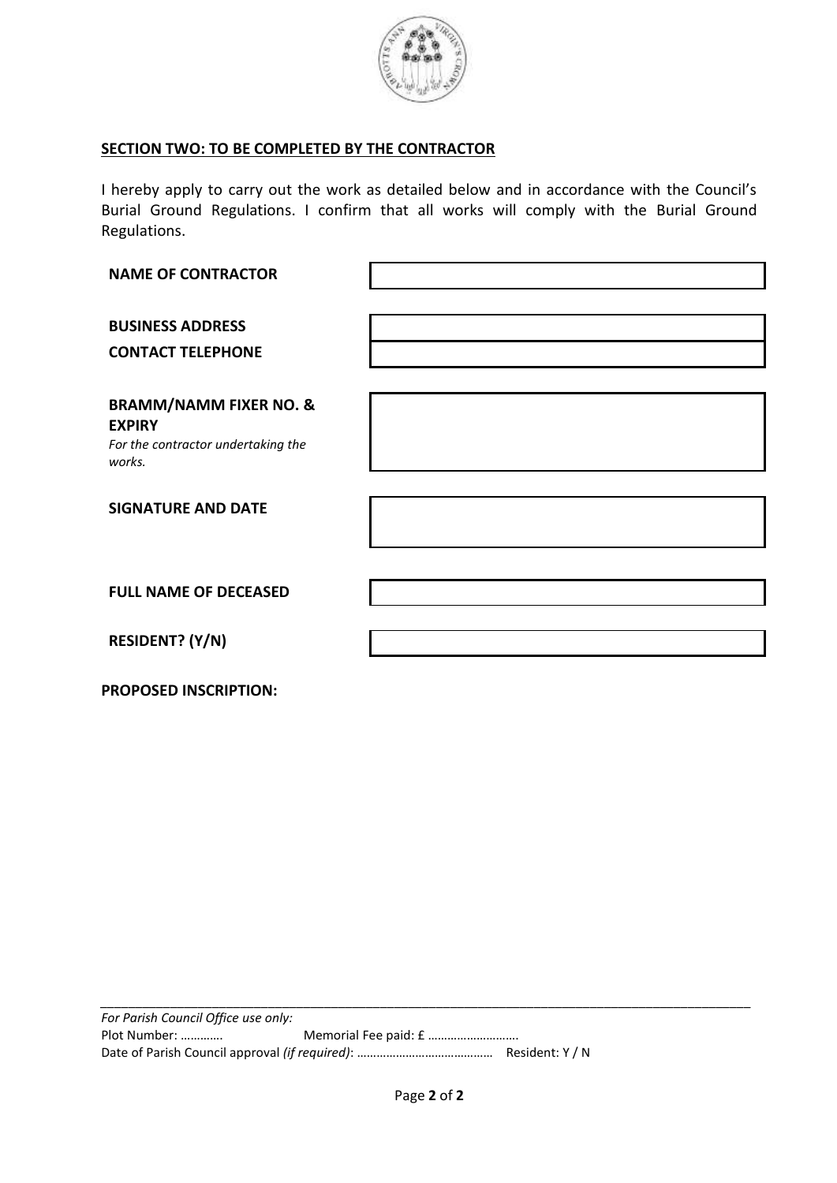## SECTION TWO: TO BE COMPLETED BY THE CONTRACTOR

I hereby apply to carry out the work as detailed below and in accordance with the Council's Burial Ground Regulations. I confirm that all works will comply with the Burial Ground Regulations.

| | |
|---|---|
| **NAME OF CONTRACTOR** | |
| **BUSINESS ADDRESS** | |
| **CONTACT TELEPHONE** | |
| **BRAMM/NAMM FIXER NO. & EXPIRY** *For the contractor undertaking the works.* | |
| **SIGNATURE AND DATE** | |
| **FULL NAME OF DECEASED** | |
| **RESIDENT? (Y/N)** | |

**PROPOSED INSCRIPTION:**

---

*For Parish Council Office use only:*

Plot Number: …………  Memorial Fee paid: £ ……………………….

Date of Parish Council approval *(if required)*: …………………………………  Resident: Y / N